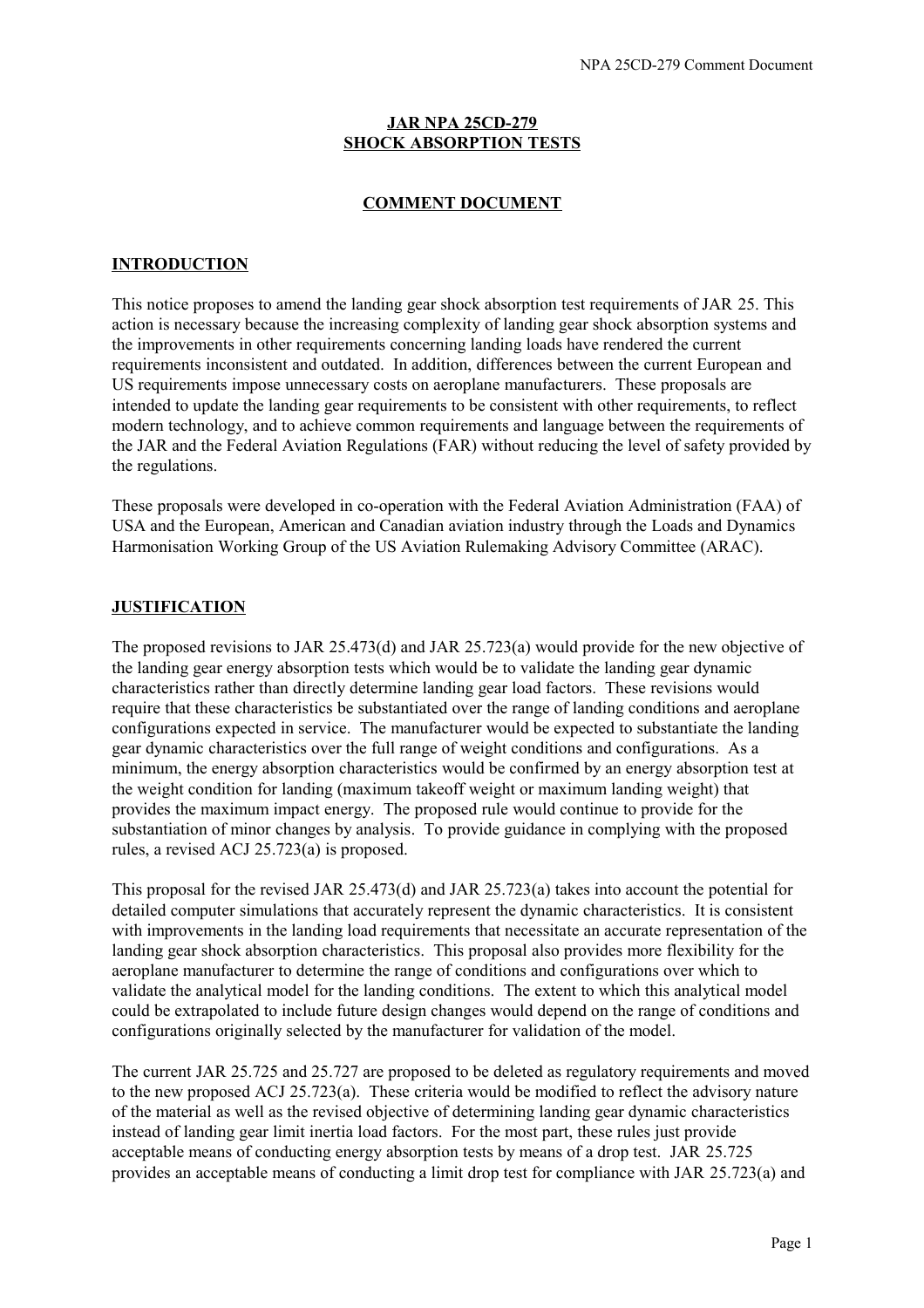# JAR NPA 25CD-279
# SHOCK ABSORPTION TESTS

## COMMENT DOCUMENT

## INTRODUCTION

This notice proposes to amend the landing gear shock absorption test requirements of JAR 25. This action is necessary because the increasing complexity of landing gear shock absorption systems and the improvements in other requirements concerning landing loads have rendered the current requirements inconsistent and outdated. In addition, differences between the current European and US requirements impose unnecessary costs on aeroplane manufacturers. These proposals are intended to update the landing gear requirements to be consistent with other requirements, to reflect modern technology, and to achieve common requirements and language between the requirements of the JAR and the Federal Aviation Regulations (FAR) without reducing the level of safety provided by the regulations.

These proposals were developed in co-operation with the Federal Aviation Administration (FAA) of USA and the European, American and Canadian aviation industry through the Loads and Dynamics Harmonisation Working Group of the US Aviation Rulemaking Advisory Committee (ARAC).

## JUSTIFICATION

The proposed revisions to JAR 25.473(d) and JAR 25.723(a) would provide for the new objective of the landing gear energy absorption tests which would be to validate the landing gear dynamic characteristics rather than directly determine landing gear load factors. These revisions would require that these characteristics be substantiated over the range of landing conditions and aeroplane configurations expected in service. The manufacturer would be expected to substantiate the landing gear dynamic characteristics over the full range of weight conditions and configurations. As a minimum, the energy absorption characteristics would be confirmed by an energy absorption test at the weight condition for landing (maximum takeoff weight or maximum landing weight) that provides the maximum impact energy. The proposed rule would continue to provide for the substantiation of minor changes by analysis. To provide guidance in complying with the proposed rules, a revised ACJ 25.723(a) is proposed.

This proposal for the revised JAR 25.473(d) and JAR 25.723(a) takes into account the potential for detailed computer simulations that accurately represent the dynamic characteristics. It is consistent with improvements in the landing load requirements that necessitate an accurate representation of the landing gear shock absorption characteristics. This proposal also provides more flexibility for the aeroplane manufacturer to determine the range of conditions and configurations over which to validate the analytical model for the landing conditions. The extent to which this analytical model could be extrapolated to include future design changes would depend on the range of conditions and configurations originally selected by the manufacturer for validation of the model.

The current JAR 25.725 and 25.727 are proposed to be deleted as regulatory requirements and moved to the new proposed ACJ 25.723(a). These criteria would be modified to reflect the advisory nature of the material as well as the revised objective of determining landing gear dynamic characteristics instead of landing gear limit inertia load factors. For the most part, these rules just provide acceptable means of conducting energy absorption tests by means of a drop test. JAR 25.725 provides an acceptable means of conducting a limit drop test for compliance with JAR 25.723(a) and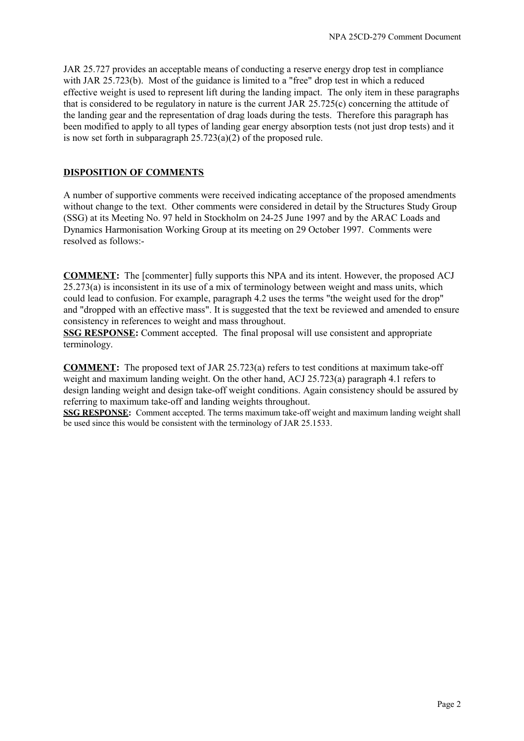JAR 25.727 provides an acceptable means of conducting a reserve energy drop test in compliance with JAR 25.723(b). Most of the guidance is limited to a "free" drop test in which a reduced effective weight is used to represent lift during the landing impact. The only item in these paragraphs that is considered to be regulatory in nature is the current JAR 25.725(c) concerning the attitude of the landing gear and the representation of drag loads during the tests. Therefore this paragraph has been modified to apply to all types of landing gear energy absorption tests (not just drop tests) and it is now set forth in subparagraph 25.723(a)(2) of the proposed rule.

## DISPOSITION OF COMMENTS

A number of supportive comments were received indicating acceptance of the proposed amendments without change to the text. Other comments were considered in detail by the Structures Study Group (SSG) at its Meeting No. 97 held in Stockholm on 24-25 June 1997 and by the ARAC Loads and Dynamics Harmonisation Working Group at its meeting on 29 October 1997. Comments were resolved as follows:-

**COMMENT:** The [commenter] fully supports this NPA and its intent. However, the proposed ACJ 25.273(a) is inconsistent in its use of a mix of terminology between weight and mass units, which could lead to confusion. For example, paragraph 4.2 uses the terms "the weight used for the drop" and "dropped with an effective mass". It is suggested that the text be reviewed and amended to ensure consistency in references to weight and mass throughout.
**SSG RESPONSE:** Comment accepted. The final proposal will use consistent and appropriate terminology.

**COMMENT:** The proposed text of JAR 25.723(a) refers to test conditions at maximum take-off weight and maximum landing weight. On the other hand, ACJ 25.723(a) paragraph 4.1 refers to design landing weight and design take-off weight conditions. Again consistency should be assured by referring to maximum take-off and landing weights throughout.
**SSG RESPONSE:** Comment accepted. The terms maximum take-off weight and maximum landing weight shall be used since this would be consistent with the terminology of JAR 25.1533.